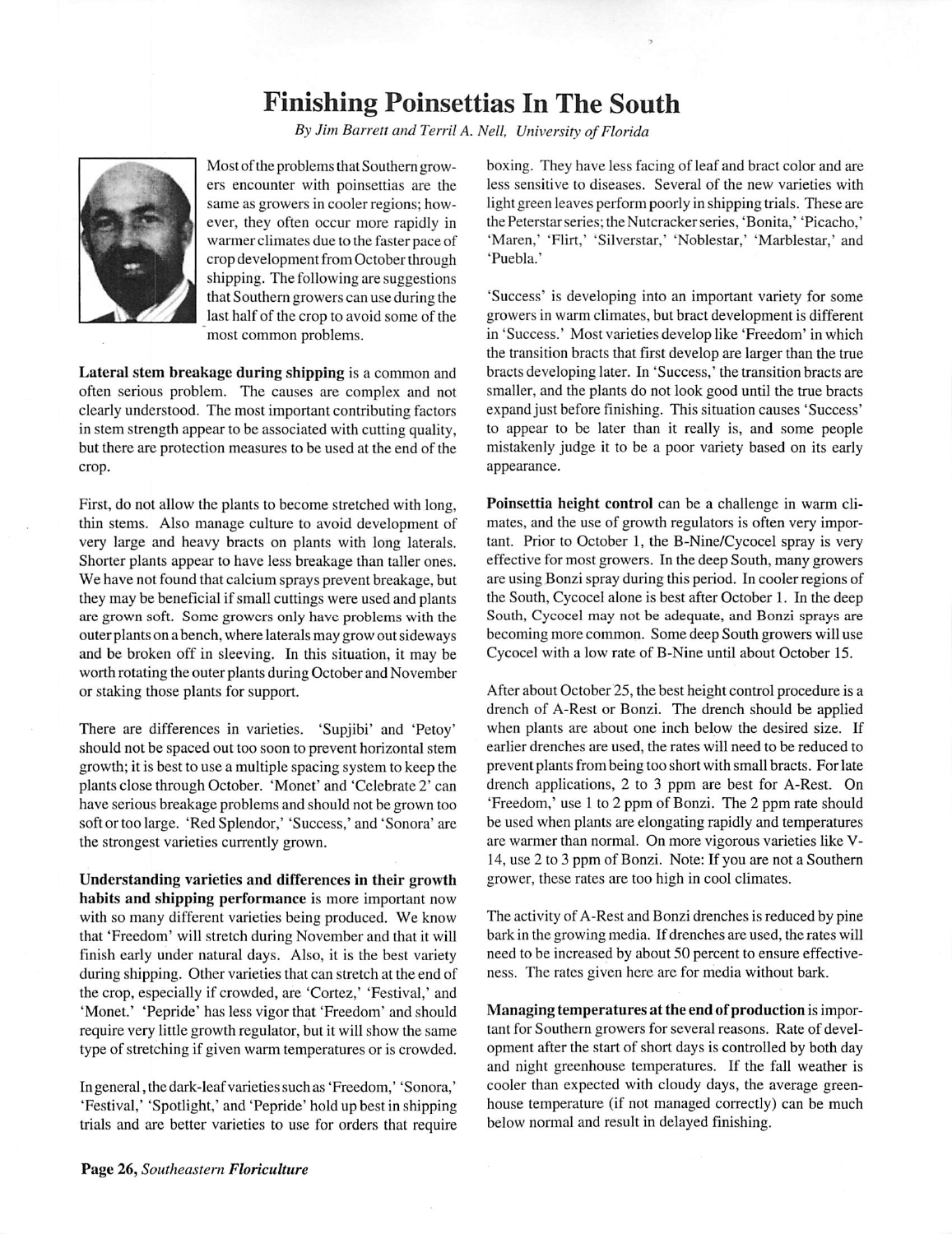# Finishing Poinsettias In The South

*By Jim Barrett and Terril A. Nell, University of Florida*

Most of the problems that Southern growers encounter with poinsettias are the same as growers in cooler regions; however, they often occur more rapidly in warmer climates due to the faster pace of crop development from October through shipping. The following are suggestions that Southern growers can use during the last half of the crop to avoid some of the most common problems.

**Lateral stem breakage during shipping** is a common and often serious problem. The causes are complex and not clearly understood. The most important contributing factors in stem strength appear to be associated with cutting quality, but there are protection measures to be used at the end of the crop.

First, do not allow the plants to become stretched with long, thin stems. Also manage culture to avoid development of very large and heavy bracts on plants with long laterals. Shorter plants appear to have less breakage than taller ones. We have not found that calcium sprays prevent breakage, but they may be beneficial if small cuttings were used and plants are grown soft. Some growers only have problems with the outer plants on a bench, where laterals may grow out sideways and be broken off in sleeving. In this situation, it may be worth rotating the outer plants during October and November or staking those plants for support.

There are differences in varieties. 'Supjibi' and 'Petoy' should not be spaced out too soon to prevent horizontal stem growth; it is best to use a multiple spacing system to keep the plants close through October. 'Monet' and 'Celebrate 2' can have serious breakage problems and should not be grown too soft or too large. 'Red Splendor,' 'Success,' and 'Sonora' are the strongest varieties currently grown.

**Understanding varieties and differences in their growth habits and shipping performance** is more important now with so many different varieties being produced. We know that 'Freedom' will stretch during November and that it will finish early under natural days. Also, it is the best variety during shipping. Other varieties that can stretch at the end of the crop, especially if crowded, are 'Cortez,' 'Festival,' and 'Monet.' 'Pepride' has less vigor that 'Freedom' and should require very little growth regulator, but it will show the same type of stretching if given warm temperatures or is crowded.

In general, the dark-leaf varieties such as 'Freedom,' 'Sonora,' 'Festival,' 'Spotlight,' and 'Pepride' hold up best in shipping trials and are better varieties to use for orders that require boxing. They have less facing of leaf and bract color and are less sensitive to diseases. Several of the new varieties with light green leaves perform poorly in shipping trials. These are the Peterstar series; the Nutcracker series, 'Bonita,' 'Picacho,' 'Maren,' 'Flirt,' 'Silverstar,' 'Noblestar,' 'Marblestar,' and 'Puebla.'

'Success' is developing into an important variety for some growers in warm climates, but bract development is different in 'Success.' Most varieties develop like 'Freedom' in which the transition bracts that first develop are larger than the true bracts developing later. In 'Success,' the transition bracts are smaller, and the plants do not look good until the true bracts expand just before finishing. This situation causes 'Success' to appear to be later than it really is, and some people mistakenly judge it to be a poor variety based on its early appearance.

**Poinsettia height control** can be a challenge in warm climates, and the use of growth regulators is often very important. Prior to October 1, the B-Nine/Cycocel spray is very effective for most growers. In the deep South, many growers are using Bonzi spray during this period. In cooler regions of the South, Cycocel alone is best after October 1. In the deep South, Cycocel may not be adequate, and Bonzi sprays are becoming more common. Some deep South growers will use Cycocel with a low rate of B-Nine until about October 15.

After about October 25, the best height control procedure is a drench of A-Rest or Bonzi. The drench should be applied when plants are about one inch below the desired size. If earlier drenches are used, the rates will need to be reduced to prevent plants from being too short with small bracts. For late drench applications, 2 to 3 ppm are best for A-Rest. On 'Freedom,' use 1 to 2 ppm of Bonzi. The 2 ppm rate should be used when plants are elongating rapidly and temperatures are warmer than normal. On more vigorous varieties like V-14, use 2 to 3 ppm of Bonzi. Note: If you are not a Southern grower, these rates are too high in cool climates.

The activity of A-Rest and Bonzi drenches is reduced by pine bark in the growing media. If drenches are used, the rates will need to be increased by about 50 percent to ensure effectiveness. The rates given here are for media without bark.

**Managing temperatures at the end of production** is important for Southern growers for several reasons. Rate of development after the start of short days is controlled by both day and night greenhouse temperatures. If the fall weather is cooler than expected with cloudy days, the average greenhouse temperature (if not managed correctly) can be much below normal and result in delayed finishing.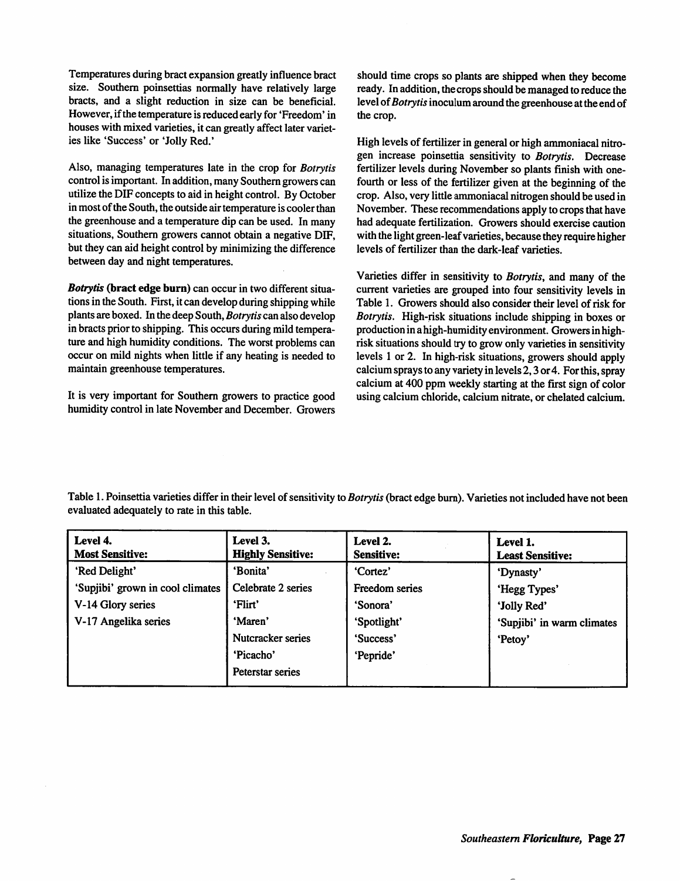Temperatures during bract expansion greatly influence bract size. Southern poinsettias normally have relatively large bracts, and a slight reduction in size can be beneficial. However, if the temperature is reduced early for 'Freedom' in houses with mixed varieties, it can greatly affect later varieties like 'Success' or 'Jolly Red.'

Also, managing temperatures late in the crop for *Botrytis* control is important. In addition, many Southern growers can utilize the DIF concepts to aid in height control. By October in most of the South, the outside air temperature is cooler than the greenhouse and a temperature dip can be used. In many situations, Southern growers cannot obtain a negative DIF, but they can aid height control by minimizing the difference between day and night temperatures.

***Botrytis* (bract edge burn)** can occur in two different situations in the South. First, it can develop during shipping while plants are boxed. In the deep South, *Botrytis* can also develop in bracts prior to shipping. This occurs during mild temperature and high humidity conditions. The worst problems can occur on mild nights when little if any heating is needed to maintain greenhouse temperatures.

It is very important for Southern growers to practice good humidity control in late November and December. Growers should time crops so plants are shipped when they become ready. In addition, the crops should be managed to reduce the level of *Botrytis* inoculum around the greenhouse at the end of the crop.

High levels of fertilizer in general or high ammoniacal nitrogen increase poinsettia sensitivity to *Botrytis*. Decrease fertilizer levels during November so plants finish with one-fourth or less of the fertilizer given at the beginning of the crop. Also, very little ammoniacal nitrogen should be used in November. These recommendations apply to crops that have had adequate fertilization. Growers should exercise caution with the light green-leaf varieties, because they require higher levels of fertilizer than the dark-leaf varieties.

Varieties differ in sensitivity to *Botrytis*, and many of the current varieties are grouped into four sensitivity levels in Table 1. Growers should also consider their level of risk for *Botrytis*. High-risk situations include shipping in boxes or production in a high-humidity environment. Growers in high-risk situations should try to grow only varieties in sensitivity levels 1 or 2. In high-risk situations, growers should apply calcium sprays to any variety in levels 2, 3 or 4. For this, spray calcium at 400 ppm weekly starting at the first sign of color using calcium chloride, calcium nitrate, or chelated calcium.

Table 1. Poinsettia varieties differ in their level of sensitivity to *Botrytis* (bract edge burn). Varieties not included have not been evaluated adequately to rate in this table.

| **Level 4. Most Sensitive:** | **Level 3. Highly Sensitive:** | **Level 2. Sensitive:** | **Level 1. Least Sensitive:** |
|---|---|---|---|
| 'Red Delight' | 'Bonita' | 'Cortez' | 'Dynasty' |
| 'Supjibi' grown in cool climates | Celebrate 2 series | Freedom series | 'Hegg Types' |
| V-14 Glory series | 'Flirt' | 'Sonora' | 'Jolly Red' |
| V-17 Angelika series | 'Maren' | 'Spotlight' | 'Supjibi' in warm climates |
| | Nutcracker series | 'Success' | 'Petoy' |
| | 'Picacho' | 'Pepride' | |
| | Peterstar series | | |